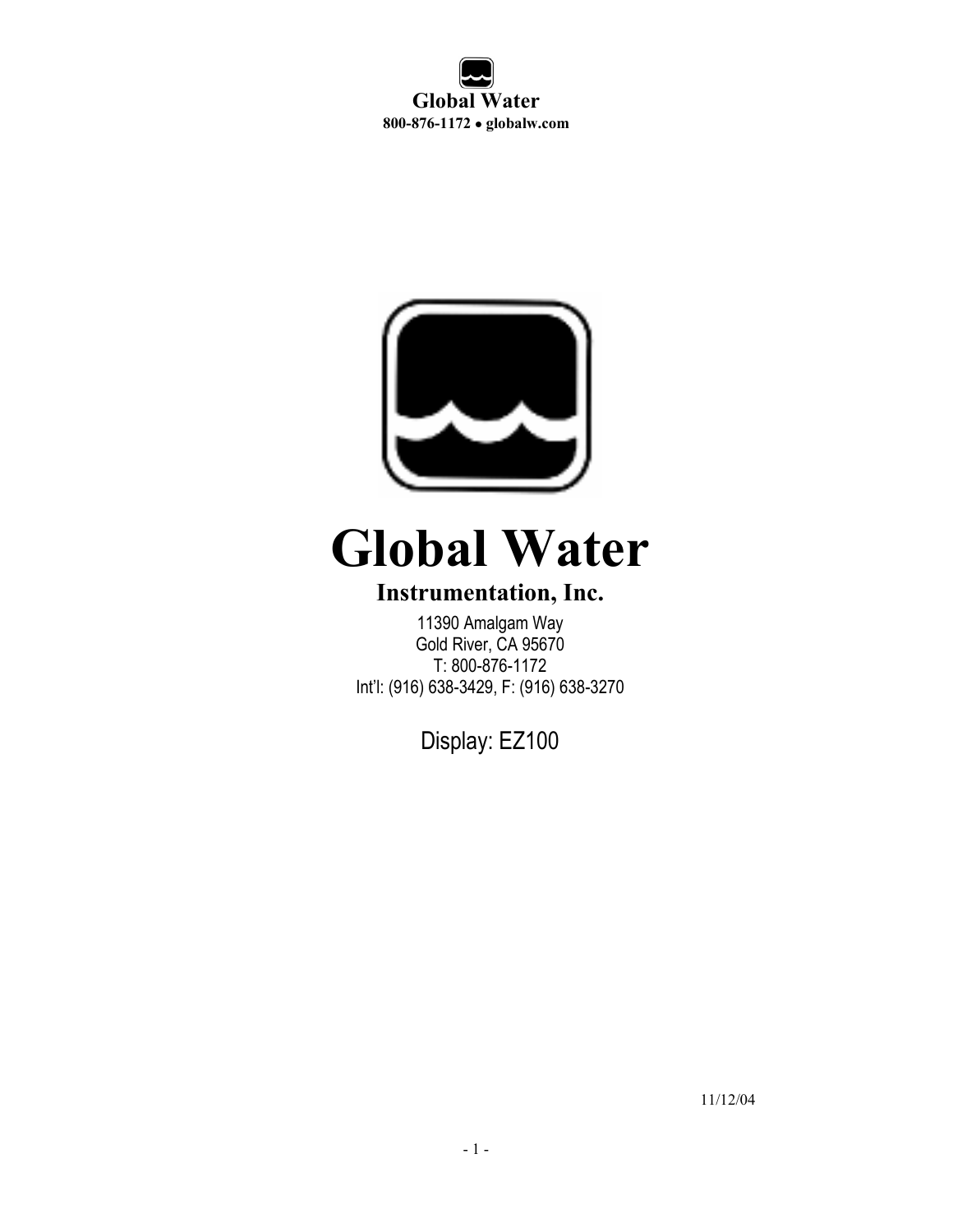**Global Water**
**800-876-1172 ● globalw.com**

# Global Water

## Instrumentation, Inc.

11390 Amalgam Way
Gold River, CA 95670
T: 800-876-1172
Int'l: (916) 638-3429, F: (916) 638-3270

Display: EZ100

11/12/04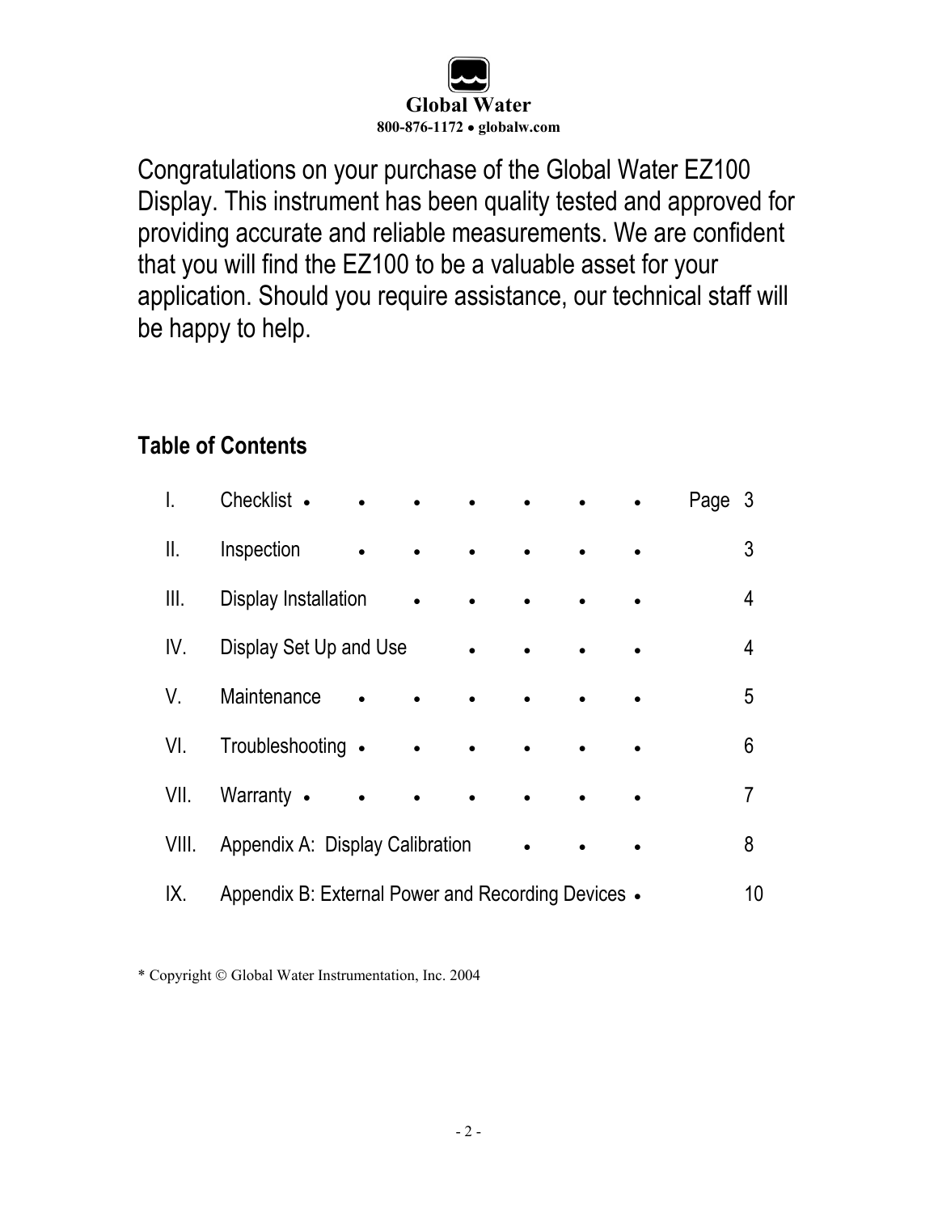**Global Water**
**800-876-1172 • globalw.com**

Congratulations on your purchase of the Global Water EZ100 Display. This instrument has been quality tested and approved for providing accurate and reliable measurements. We are confident that you will find the EZ100 to be a valuable asset for your application. Should you require assistance, our technical staff will be happy to help.

## Table of Contents

| | | Page |
|---|---|---|
| I. | Checklist | 3 |
| II. | Inspection | 3 |
| III. | Display Installation | 4 |
| IV. | Display Set Up and Use | 4 |
| V. | Maintenance | 5 |
| VI. | Troubleshooting | 6 |
| VII. | Warranty | 7 |
| VIII. | Appendix A: Display Calibration | 8 |
| IX. | Appendix B: External Power and Recording Devices | 10 |

* Copyright © Global Water Instrumentation, Inc. 2004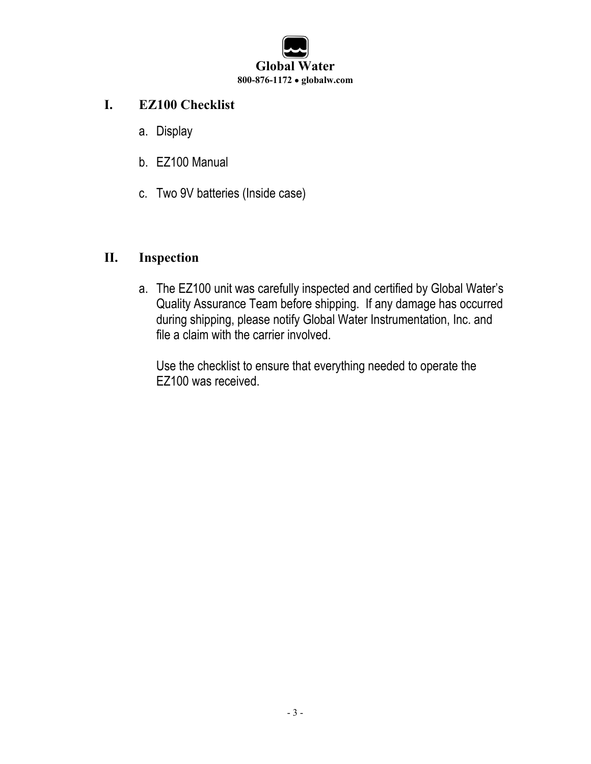## I. EZ100 Checklist

a. Display

b. EZ100 Manual

c. Two 9V batteries (Inside case)

## II. Inspection

a. The EZ100 unit was carefully inspected and certified by Global Water's Quality Assurance Team before shipping. If any damage has occurred during shipping, please notify Global Water Instrumentation, Inc. and file a claim with the carrier involved.

   Use the checklist to ensure that everything needed to operate the EZ100 was received.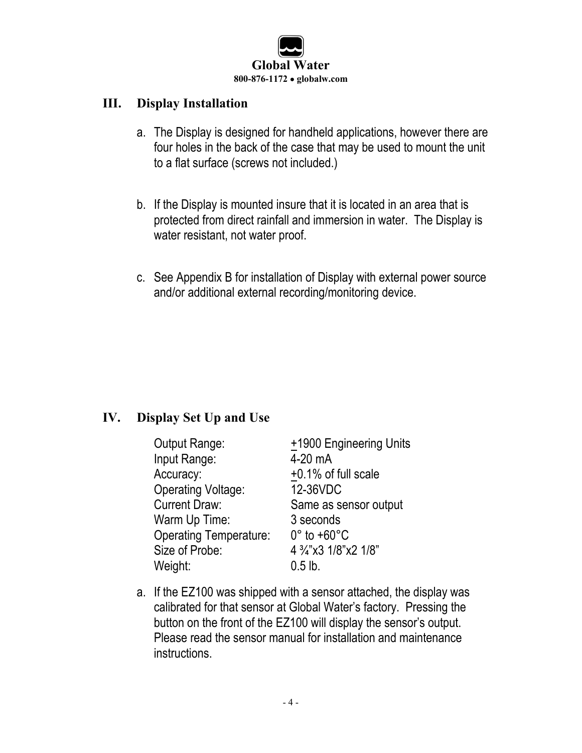## III. Display Installation

a. The Display is designed for handheld applications, however there are four holes in the back of the case that may be used to mount the unit to a flat surface (screws not included.)

b. If the Display is mounted insure that it is located in an area that is protected from direct rainfall and immersion in water. The Display is water resistant, not water proof.

c. See Appendix B for installation of Display with external power source and/or additional external recording/monitoring device.

## IV. Display Set Up and Use

| | |
|---|---|
| Output Range: | ±1900 Engineering Units |
| Input Range: | 4-20 mA |
| Accuracy: | ±0.1% of full scale |
| Operating Voltage: | 12-36VDC |
| Current Draw: | Same as sensor output |
| Warm Up Time: | 3 seconds |
| Operating Temperature: | 0° to +60°C |
| Size of Probe: | 4 ¾"x3 1/8"x2 1/8" |
| Weight: | 0.5 lb. |

a. If the EZ100 was shipped with a sensor attached, the display was calibrated for that sensor at Global Water's factory. Pressing the button on the front of the EZ100 will display the sensor's output. Please read the sensor manual for installation and maintenance instructions.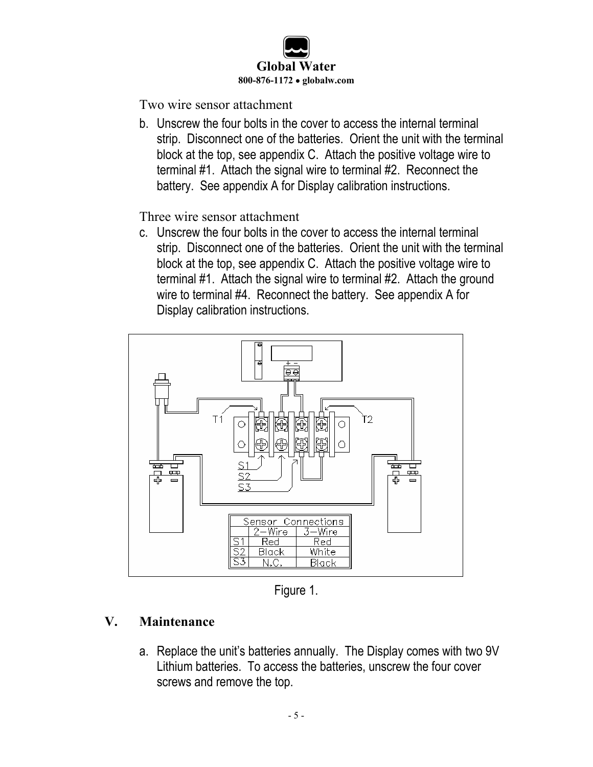Two wire sensor attachment

b. Unscrew the four bolts in the cover to access the internal terminal strip. Disconnect one of the batteries. Orient the unit with the terminal block at the top, see appendix C. Attach the positive voltage wire to terminal #1. Attach the signal wire to terminal #2. Reconnect the battery. See appendix A for Display calibration instructions.

Three wire sensor attachment

c. Unscrew the four bolts in the cover to access the internal terminal strip. Disconnect one of the batteries. Orient the unit with the terminal block at the top, see appendix C. Attach the positive voltage wire to terminal #1. Attach the signal wire to terminal #2. Attach the ground wire to terminal #4. Reconnect the battery. See appendix A for Display calibration instructions.

| Sensor Connections | 2-Wire | 3-Wire |
|---|---|---|
| S1 | Red | Red |
| S2 | Black | White |
| S3 | N.C. | Black |

Figure 1.

## V. Maintenance

a. Replace the unit's batteries annually. The Display comes with two 9V Lithium batteries. To access the batteries, unscrew the four cover screws and remove the top.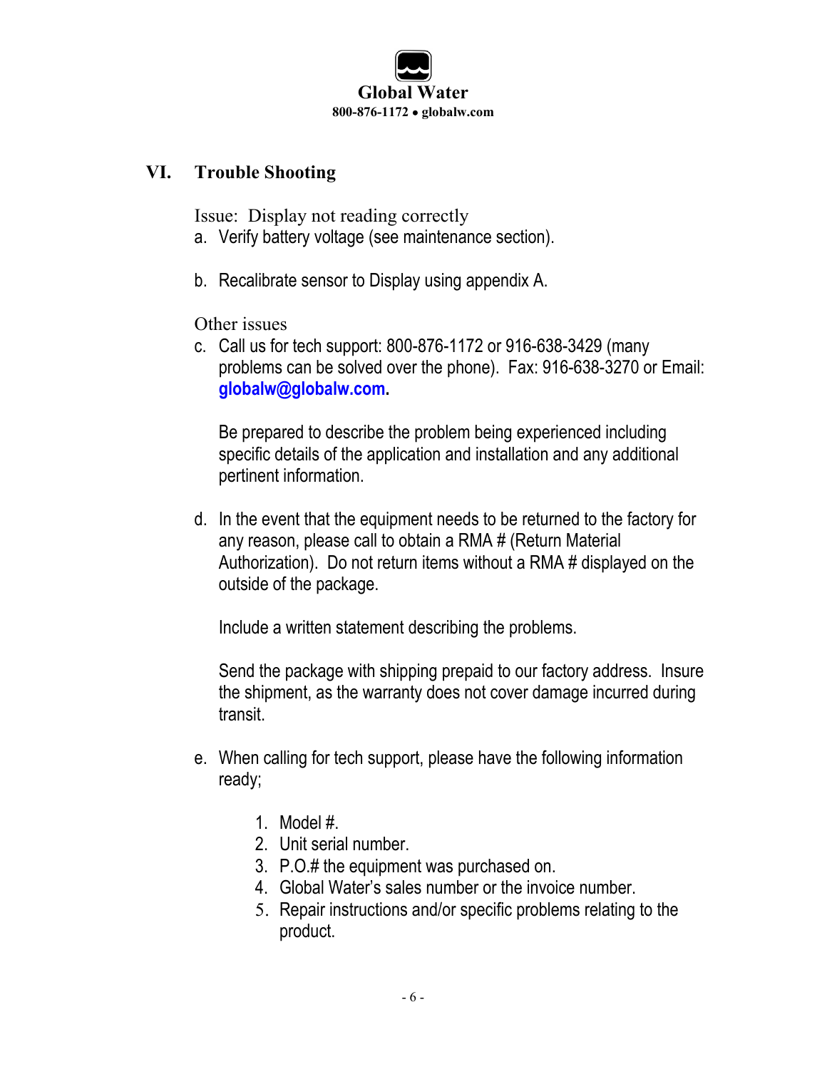## VI. Trouble Shooting

Issue: Display not reading correctly

a. Verify battery voltage (see maintenance section).

b. Recalibrate sensor to Display using appendix A.

Other issues

c. Call us for tech support: 800-876-1172 or 916-638-3429 (many problems can be solved over the phone). Fax: 916-638-3270 or Email: **globalw@globalw.com**.

   Be prepared to describe the problem being experienced including specific details of the application and installation and any additional pertinent information.

d. In the event that the equipment needs to be returned to the factory for any reason, please call to obtain a RMA # (Return Material Authorization). Do not return items without a RMA # displayed on the outside of the package.

   Include a written statement describing the problems.

   Send the package with shipping prepaid to our factory address. Insure the shipment, as the warranty does not cover damage incurred during transit.

e. When calling for tech support, please have the following information ready;

   1. Model #.
   2. Unit serial number.
   3. P.O.# the equipment was purchased on.
   4. Global Water's sales number or the invoice number.
   5. Repair instructions and/or specific problems relating to the product.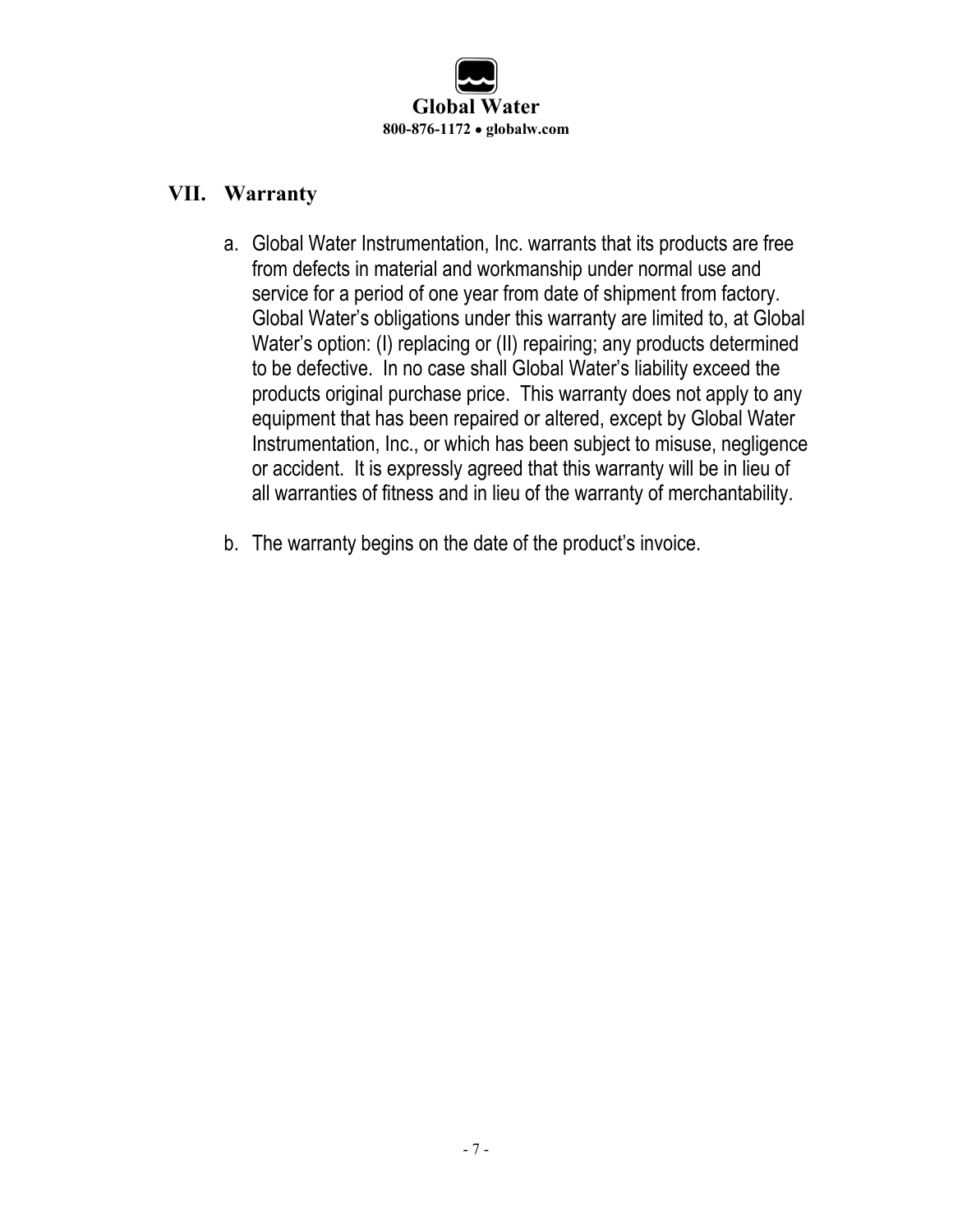## VII. Warranty

a. Global Water Instrumentation, Inc. warrants that its products are free from defects in material and workmanship under normal use and service for a period of one year from date of shipment from factory. Global Water's obligations under this warranty are limited to, at Global Water's option: (I) replacing or (II) repairing; any products determined to be defective. In no case shall Global Water's liability exceed the products original purchase price. This warranty does not apply to any equipment that has been repaired or altered, except by Global Water Instrumentation, Inc., or which has been subject to misuse, negligence or accident. It is expressly agreed that this warranty will be in lieu of all warranties of fitness and in lieu of the warranty of merchantability.

b. The warranty begins on the date of the product's invoice.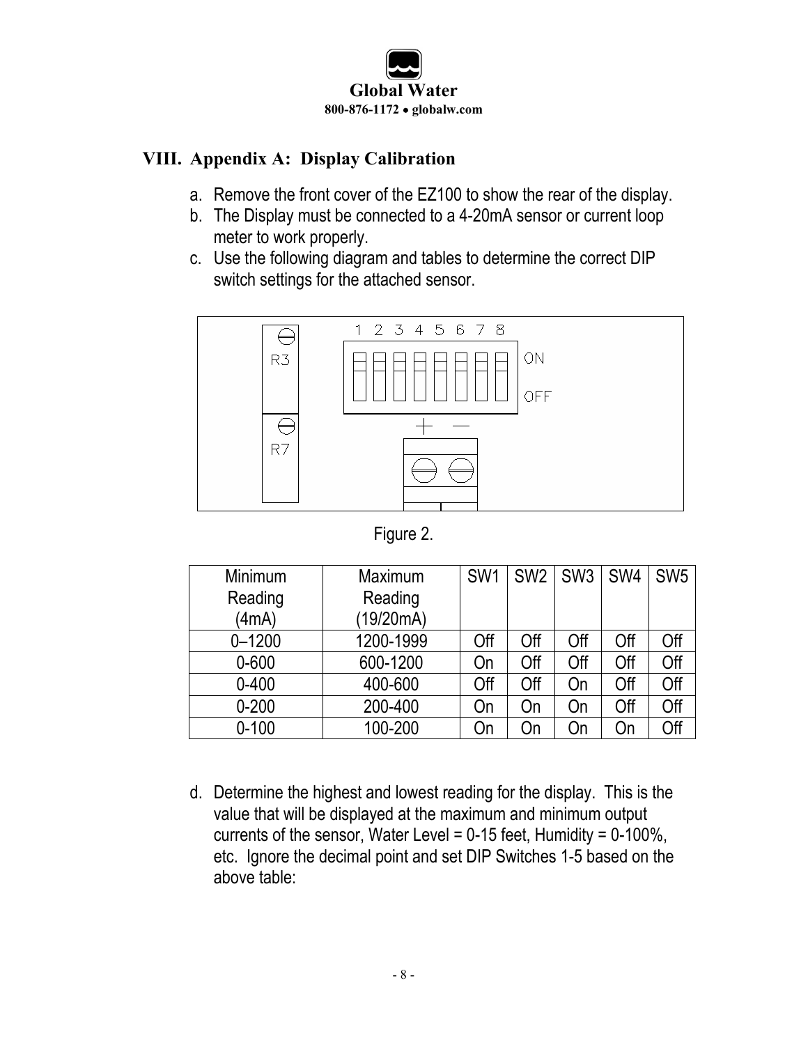Global Water
800-876-1172 • globalw.com

## VIII. Appendix A: Display Calibration

a. Remove the front cover of the EZ100 to show the rear of the display.
b. The Display must be connected to a 4-20mA sensor or current loop meter to work properly.
c. Use the following diagram and tables to determine the correct DIP switch settings for the attached sensor.

Figure 2.

| Minimum Reading (4mA) | Maximum Reading (19/20mA) | SW1 | SW2 | SW3 | SW4 | SW5 |
|---|---|---|---|---|---|---|
| 0–1200 | 1200-1999 | Off | Off | Off | Off | Off |
| 0-600 | 600-1200 | On | Off | Off | Off | Off |
| 0-400 | 400-600 | Off | Off | On | Off | Off |
| 0-200 | 200-400 | On | On | On | Off | Off |
| 0-100 | 100-200 | On | On | On | On | Off |

d. Determine the highest and lowest reading for the display. This is the value that will be displayed at the maximum and minimum output currents of the sensor, Water Level = 0-15 feet, Humidity = 0-100%, etc. Ignore the decimal point and set DIP Switches 1-5 based on the above table: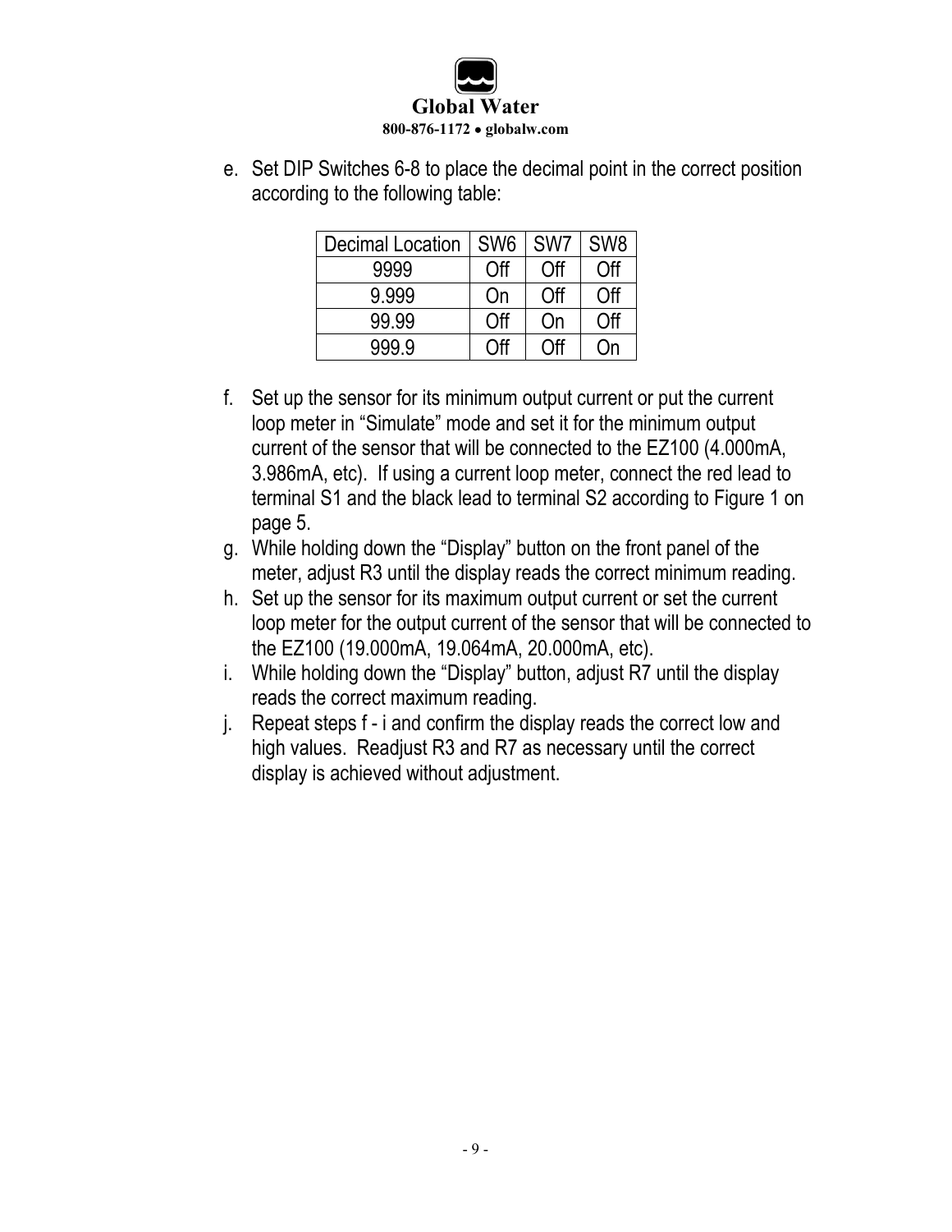e. Set DIP Switches 6-8 to place the decimal point in the correct position according to the following table:

| Decimal Location | SW6 | SW7 | SW8 |
|---|---|---|---|
| 9999 | Off | Off | Off |
| 9.999 | On | Off | Off |
| 99.99 | Off | On | Off |
| 999.9 | Off | Off | On |

f. Set up the sensor for its minimum output current or put the current loop meter in "Simulate" mode and set it for the minimum output current of the sensor that will be connected to the EZ100 (4.000mA, 3.986mA, etc). If using a current loop meter, connect the red lead to terminal S1 and the black lead to terminal S2 according to Figure 1 on page 5.

g. While holding down the "Display" button on the front panel of the meter, adjust R3 until the display reads the correct minimum reading.

h. Set up the sensor for its maximum output current or set the current loop meter for the output current of the sensor that will be connected to the EZ100 (19.000mA, 19.064mA, 20.000mA, etc).

i. While holding down the "Display" button, adjust R7 until the display reads the correct maximum reading.

j. Repeat steps f - i and confirm the display reads the correct low and high values. Readjust R3 and R7 as necessary until the correct display is achieved without adjustment.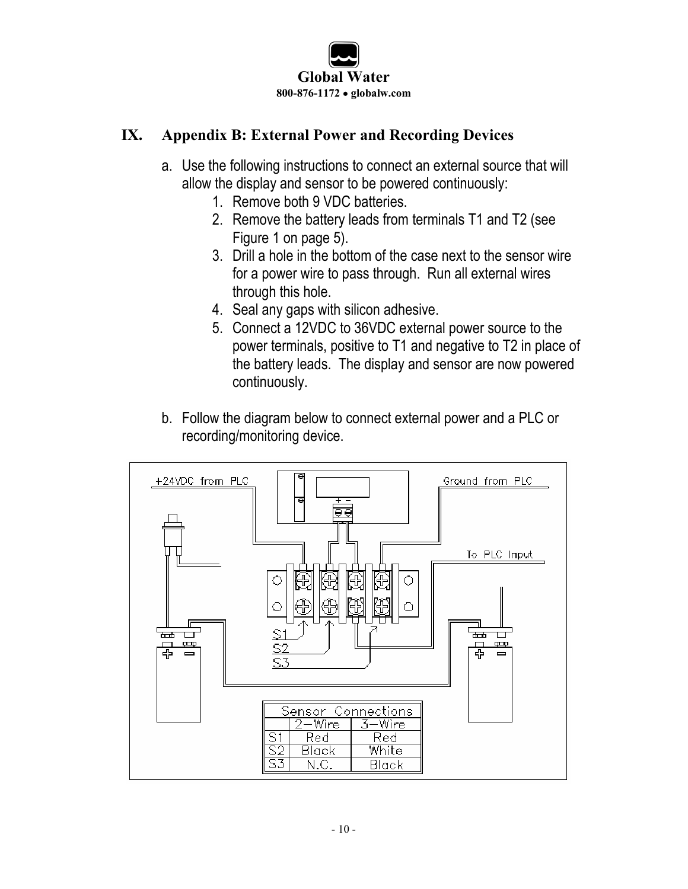## IX. Appendix B: External Power and Recording Devices

a. Use the following instructions to connect an external source that will allow the display and sensor to be powered continuously:
   1. Remove both 9 VDC batteries.
   2. Remove the battery leads from terminals T1 and T2 (see Figure 1 on page 5).
   3. Drill a hole in the bottom of the case next to the sensor wire for a power wire to pass through. Run all external wires through this hole.
   4. Seal any gaps with silicon adhesive.
   5. Connect a 12VDC to 36VDC external power source to the power terminals, positive to T1 and negative to T2 in place of the battery leads. The display and sensor are now powered continuously.

b. Follow the diagram below to connect external power and a PLC or recording/monitoring device.

+24VDC from PLC

Ground from PLC

To PLC Input

S1

S2

S3

Sensor Connections

| | 2-Wire | 3-Wire |
|---|---|---|
| S1 | Red | Red |
| S2 | Black | White |
| S3 | N.C. | Black |